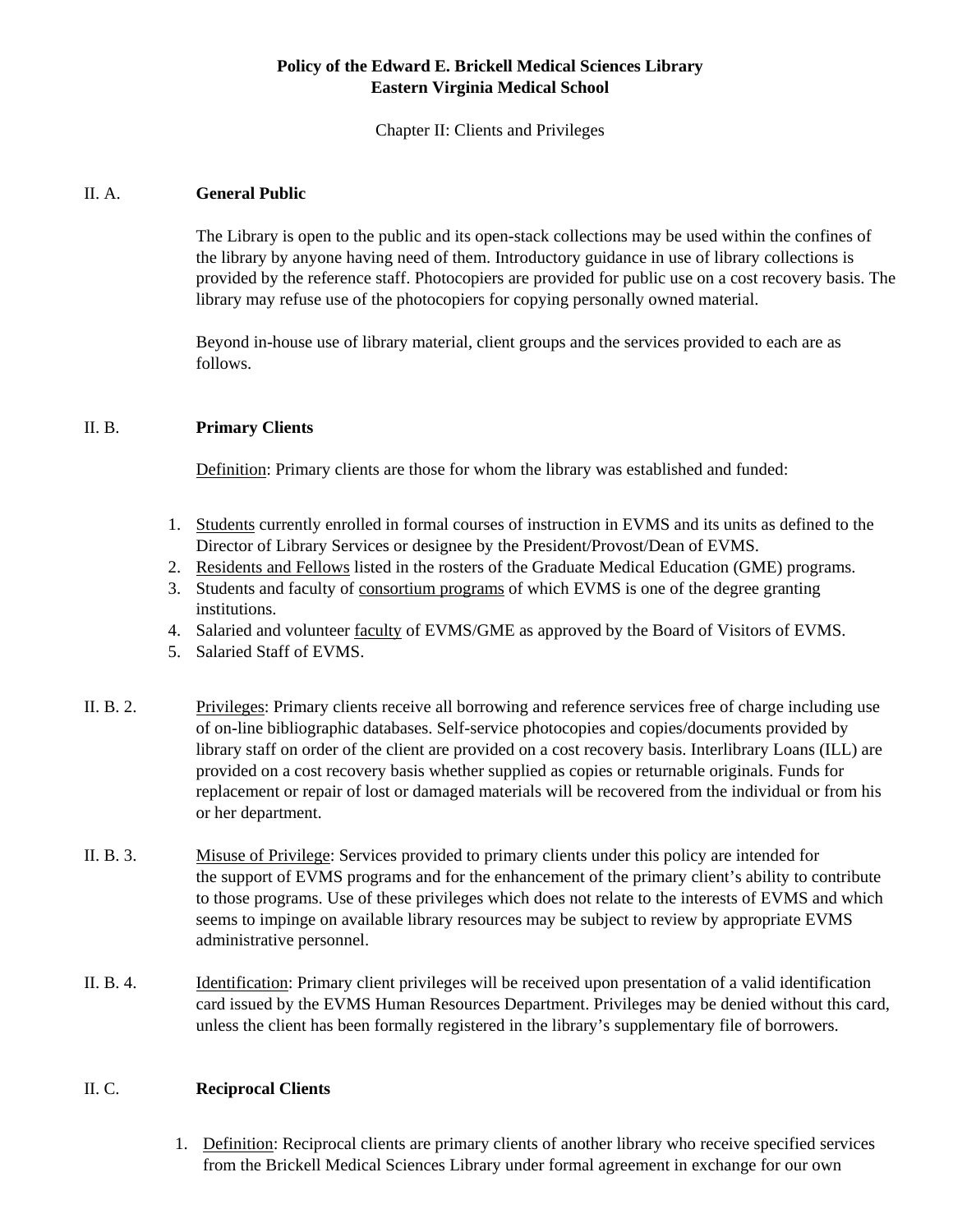**Policy of the Edward E. Brickell Medical Sciences Library**
**Eastern Virginia Medical School**

Chapter II: Clients and Privileges

## II. A. General Public

The Library is open to the public and its open-stack collections may be used within the confines of the library by anyone having need of them. Introductory guidance in use of library collections is provided by the reference staff. Photocopiers are provided for public use on a cost recovery basis. The library may refuse use of the photocopiers for copying personally owned material.

Beyond in-house use of library material, client groups and the services provided to each are as follows.

## II. B. Primary Clients

Definition: Primary clients are those for whom the library was established and funded:

1. Students currently enrolled in formal courses of instruction in EVMS and its units as defined to the Director of Library Services or designee by the President/Provost/Dean of EVMS.
2. Residents and Fellows listed in the rosters of the Graduate Medical Education (GME) programs.
3. Students and faculty of consortium programs of which EVMS is one of the degree granting institutions.
4. Salaried and volunteer faculty of EVMS/GME as approved by the Board of Visitors of EVMS.
5. Salaried Staff of EVMS.

II. B. 2. Privileges: Primary clients receive all borrowing and reference services free of charge including use of on-line bibliographic databases. Self-service photocopies and copies/documents provided by library staff on order of the client are provided on a cost recovery basis. Interlibrary Loans (ILL) are provided on a cost recovery basis whether supplied as copies or returnable originals. Funds for replacement or repair of lost or damaged materials will be recovered from the individual or from his or her department.

II. B. 3. Misuse of Privilege: Services provided to primary clients under this policy are intended for the support of EVMS programs and for the enhancement of the primary client's ability to contribute to those programs. Use of these privileges which does not relate to the interests of EVMS and which seems to impinge on available library resources may be subject to review by appropriate EVMS administrative personnel.

II. B. 4. Identification: Primary client privileges will be received upon presentation of a valid identification card issued by the EVMS Human Resources Department. Privileges may be denied without this card, unless the client has been formally registered in the library's supplementary file of borrowers.

## II. C. Reciprocal Clients

1. Definition: Reciprocal clients are primary clients of another library who receive specified services from the Brickell Medical Sciences Library under formal agreement in exchange for our own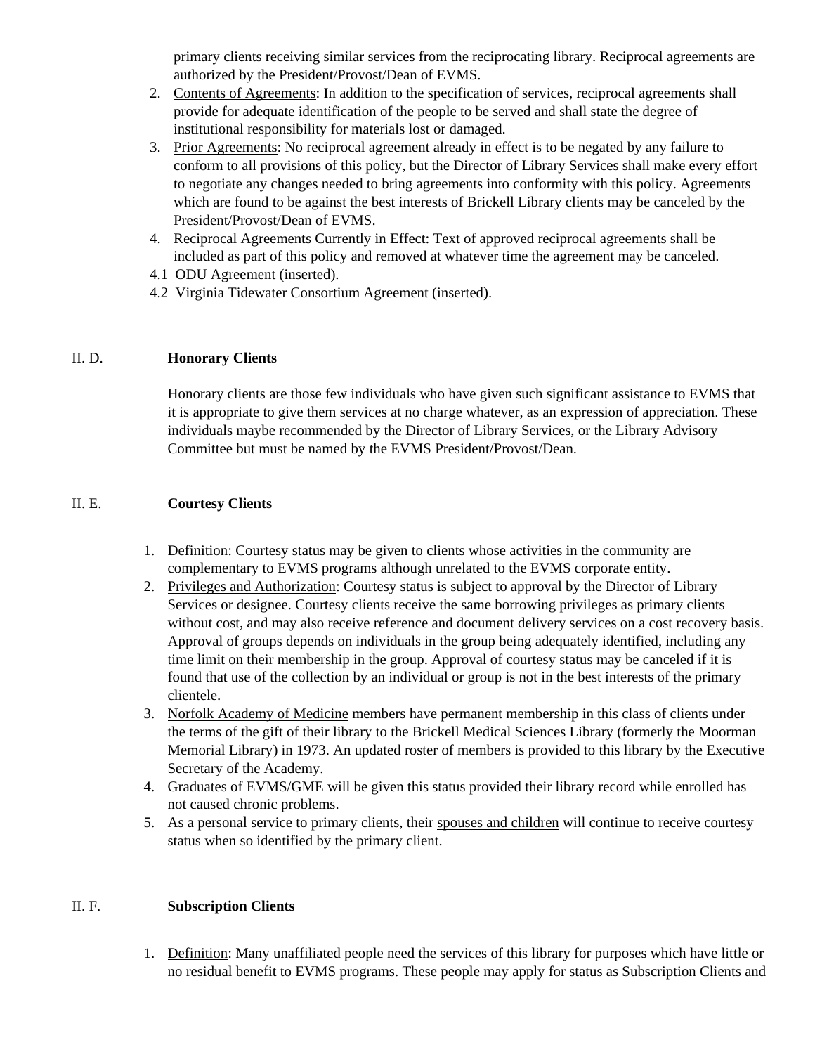primary clients receiving similar services from the reciprocating library. Reciprocal agreements are authorized by the President/Provost/Dean of EVMS.

2. Contents of Agreements: In addition to the specification of services, reciprocal agreements shall provide for adequate identification of the people to be served and shall state the degree of institutional responsibility for materials lost or damaged.
3. Prior Agreements: No reciprocal agreement already in effect is to be negated by any failure to conform to all provisions of this policy, but the Director of Library Services shall make every effort to negotiate any changes needed to bring agreements into conformity with this policy. Agreements which are found to be against the best interests of Brickell Library clients may be canceled by the President/Provost/Dean of EVMS.
4. Reciprocal Agreements Currently in Effect: Text of approved reciprocal agreements shall be included as part of this policy and removed at whatever time the agreement may be canceled.

4.1 ODU Agreement (inserted).

4.2 Virginia Tidewater Consortium Agreement (inserted).

## II. D. Honorary Clients

Honorary clients are those few individuals who have given such significant assistance to EVMS that it is appropriate to give them services at no charge whatever, as an expression of appreciation. These individuals maybe recommended by the Director of Library Services, or the Library Advisory Committee but must be named by the EVMS President/Provost/Dean.

## II. E. Courtesy Clients

1. Definition: Courtesy status may be given to clients whose activities in the community are complementary to EVMS programs although unrelated to the EVMS corporate entity.
2. Privileges and Authorization: Courtesy status is subject to approval by the Director of Library Services or designee. Courtesy clients receive the same borrowing privileges as primary clients without cost, and may also receive reference and document delivery services on a cost recovery basis. Approval of groups depends on individuals in the group being adequately identified, including any time limit on their membership in the group. Approval of courtesy status may be canceled if it is found that use of the collection by an individual or group is not in the best interests of the primary clientele.
3. Norfolk Academy of Medicine members have permanent membership in this class of clients under the terms of the gift of their library to the Brickell Medical Sciences Library (formerly the Moorman Memorial Library) in 1973. An updated roster of members is provided to this library by the Executive Secretary of the Academy.
4. Graduates of EVMS/GME will be given this status provided their library record while enrolled has not caused chronic problems.
5. As a personal service to primary clients, their spouses and children will continue to receive courtesy status when so identified by the primary client.

## II. F. Subscription Clients

1. Definition: Many unaffiliated people need the services of this library for purposes which have little or no residual benefit to EVMS programs. These people may apply for status as Subscription Clients and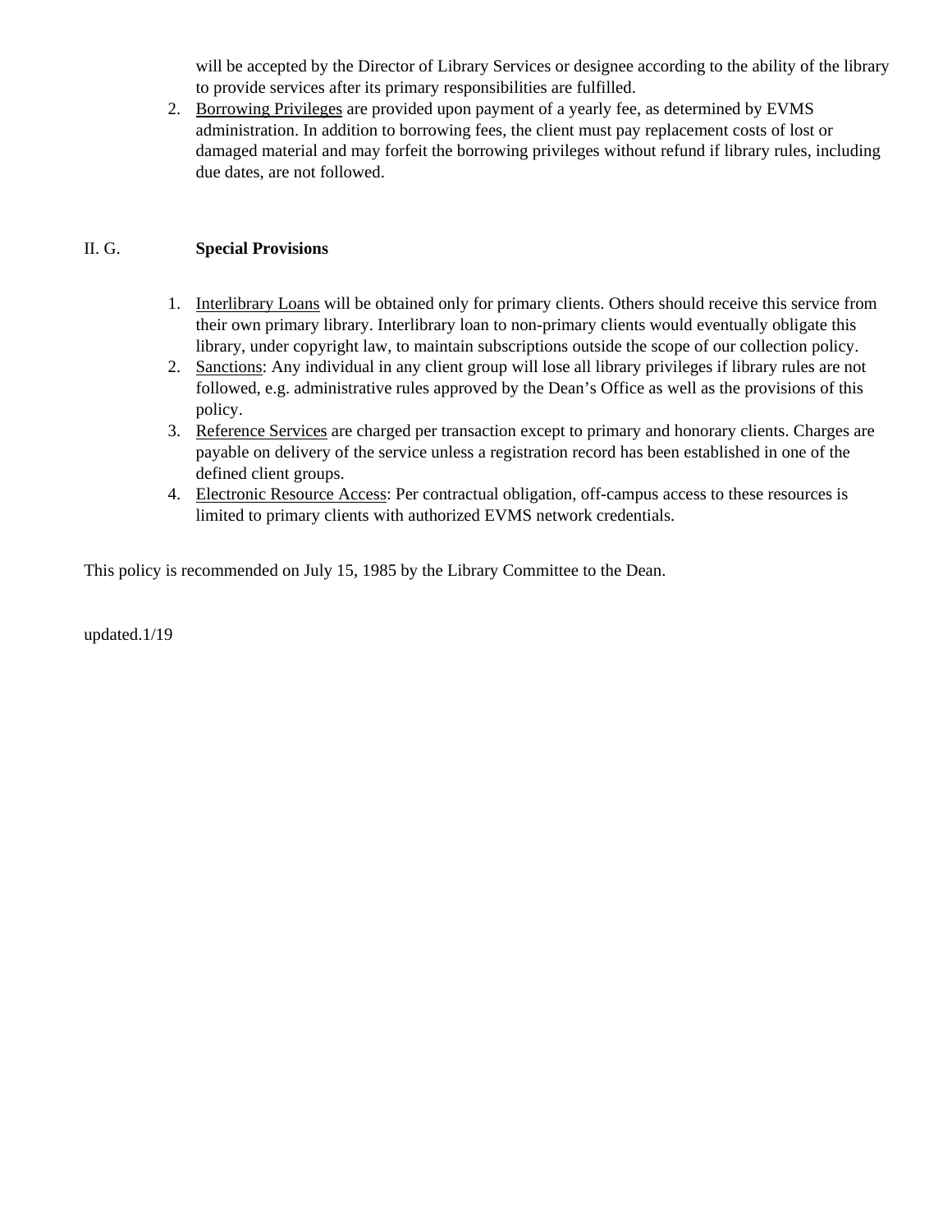will be accepted by the Director of Library Services or designee according to the ability of the library to provide services after its primary responsibilities are fulfilled.

2. Borrowing Privileges are provided upon payment of a yearly fee, as determined by EVMS administration. In addition to borrowing fees, the client must pay replacement costs of lost or damaged material and may forfeit the borrowing privileges without refund if library rules, including due dates, are not followed.

II. G. **Special Provisions**

1. Interlibrary Loans will be obtained only for primary clients. Others should receive this service from their own primary library. Interlibrary loan to non-primary clients would eventually obligate this library, under copyright law, to maintain subscriptions outside the scope of our collection policy.
2. Sanctions: Any individual in any client group will lose all library privileges if library rules are not followed, e.g. administrative rules approved by the Dean's Office as well as the provisions of this policy.
3. Reference Services are charged per transaction except to primary and honorary clients. Charges are payable on delivery of the service unless a registration record has been established in one of the defined client groups.
4. Electronic Resource Access: Per contractual obligation, off-campus access to these resources is limited to primary clients with authorized EVMS network credentials.

This policy is recommended on July 15, 1985 by the Library Committee to the Dean.

updated.1/19